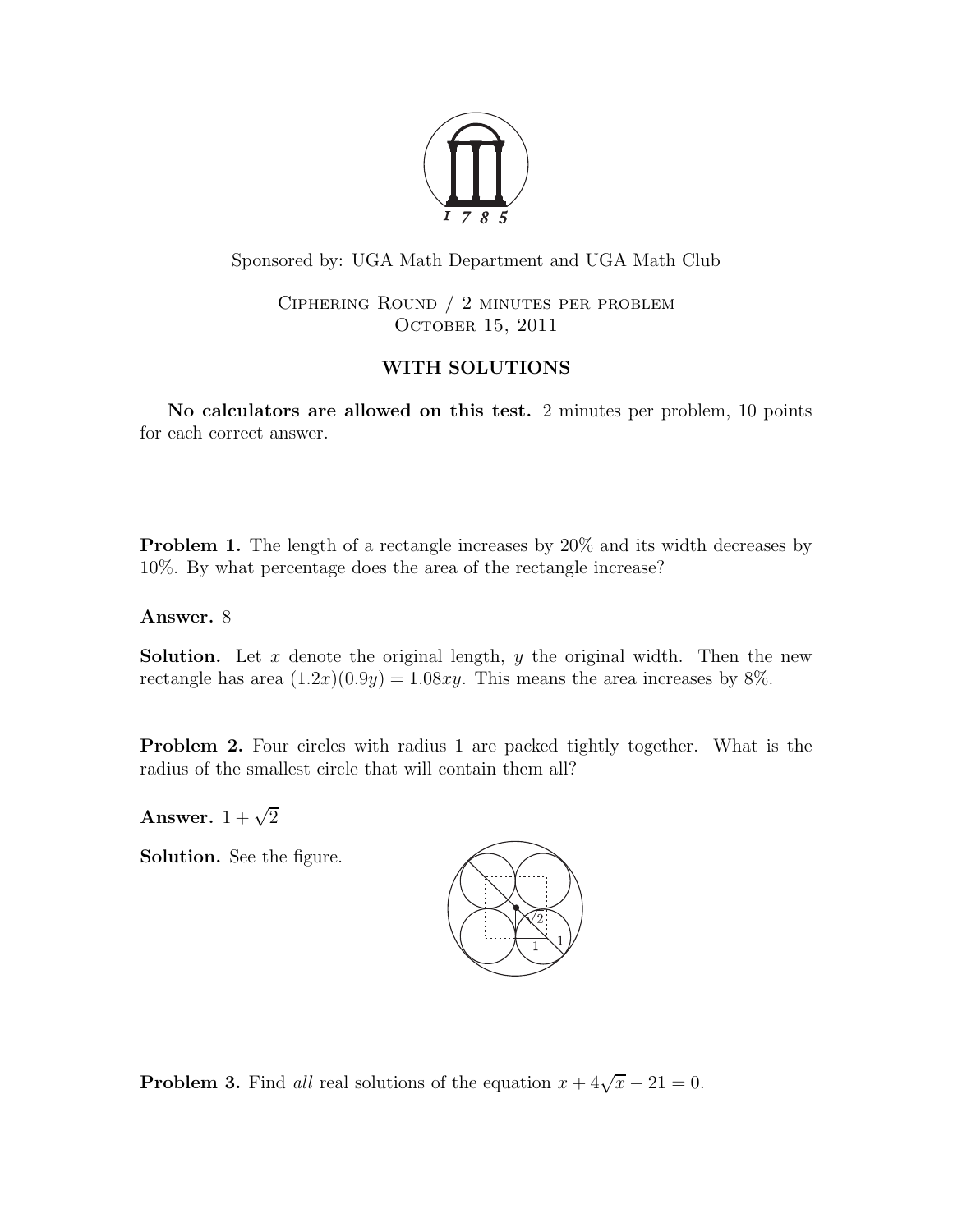Sponsored by: UGA Math Department and UGA Math Club

Ciphering Round / 2 minutes per problem
October 15, 2011

## WITH SOLUTIONS

**No calculators are allowed on this test.** 2 minutes per problem, 10 points for each correct answer.

**Problem 1.** The length of a rectangle increases by 20% and its width decreases by 10%. By what percentage does the area of the rectangle increase?

**Answer.** 8

**Solution.** Let $x$ denote the original length, $y$ the original width. Then the new rectangle has area $(1.2x)(0.9y) = 1.08xy$. This means the area increases by 8%.

**Problem 2.** Four circles with radius 1 are packed tightly together. What is the radius of the smallest circle that will contain them all?

**Answer.** $1 + \sqrt{2}$

**Solution.** See the figure.

**Problem 3.** Find *all* real solutions of the equation $x + 4\sqrt{x} - 21 = 0$.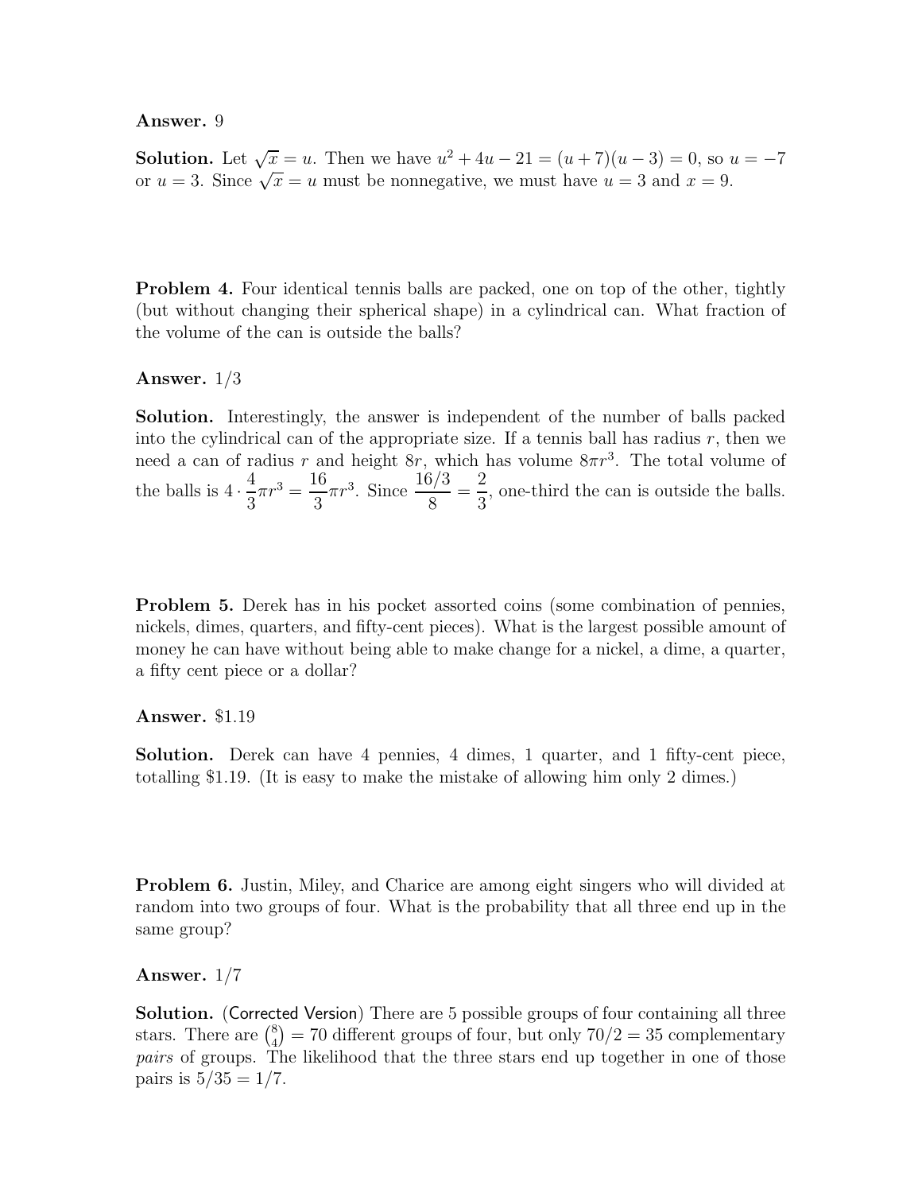**Answer.** 9

**Solution.** Let $\sqrt{x} = u$. Then we have $u^2 + 4u - 21 = (u+7)(u-3) = 0$, so $u = -7$ or $u = 3$. Since $\sqrt{x} = u$ must be nonnegative, we must have $u = 3$ and $x = 9$.

**Problem 4.** Four identical tennis balls are packed, one on top of the other, tightly (but without changing their spherical shape) in a cylindrical can. What fraction of the volume of the can is outside the balls?

**Answer.** 1/3

**Solution.** Interestingly, the answer is independent of the number of balls packed into the cylindrical can of the appropriate size. If a tennis ball has radius $r$, then we need a can of radius $r$ and height $8r$, which has volume $8\pi r^3$. The total volume of the balls is $4 \cdot \frac{4}{3}\pi r^3 = \frac{16}{3}\pi r^3$. Since $\frac{16/3}{8} = \frac{2}{3}$, one-third the can is outside the balls.

**Problem 5.** Derek has in his pocket assorted coins (some combination of pennies, nickels, dimes, quarters, and fifty-cent pieces). What is the largest possible amount of money he can have without being able to make change for a nickel, a dime, a quarter, a fifty cent piece or a dollar?

**Answer.** \$1.19

**Solution.** Derek can have 4 pennies, 4 dimes, 1 quarter, and 1 fifty-cent piece, totalling \$1.19. (It is easy to make the mistake of allowing him only 2 dimes.)

**Problem 6.** Justin, Miley, and Charice are among eight singers who will divided at random into two groups of four. What is the probability that all three end up in the same group?

**Answer.** 1/7

**Solution.** (Corrected Version) There are 5 possible groups of four containing all three stars. There are $\binom{8}{4} = 70$ different groups of four, but only $70/2 = 35$ complementary *pairs* of groups. The likelihood that the three stars end up together in one of those pairs is $5/35 = 1/7$.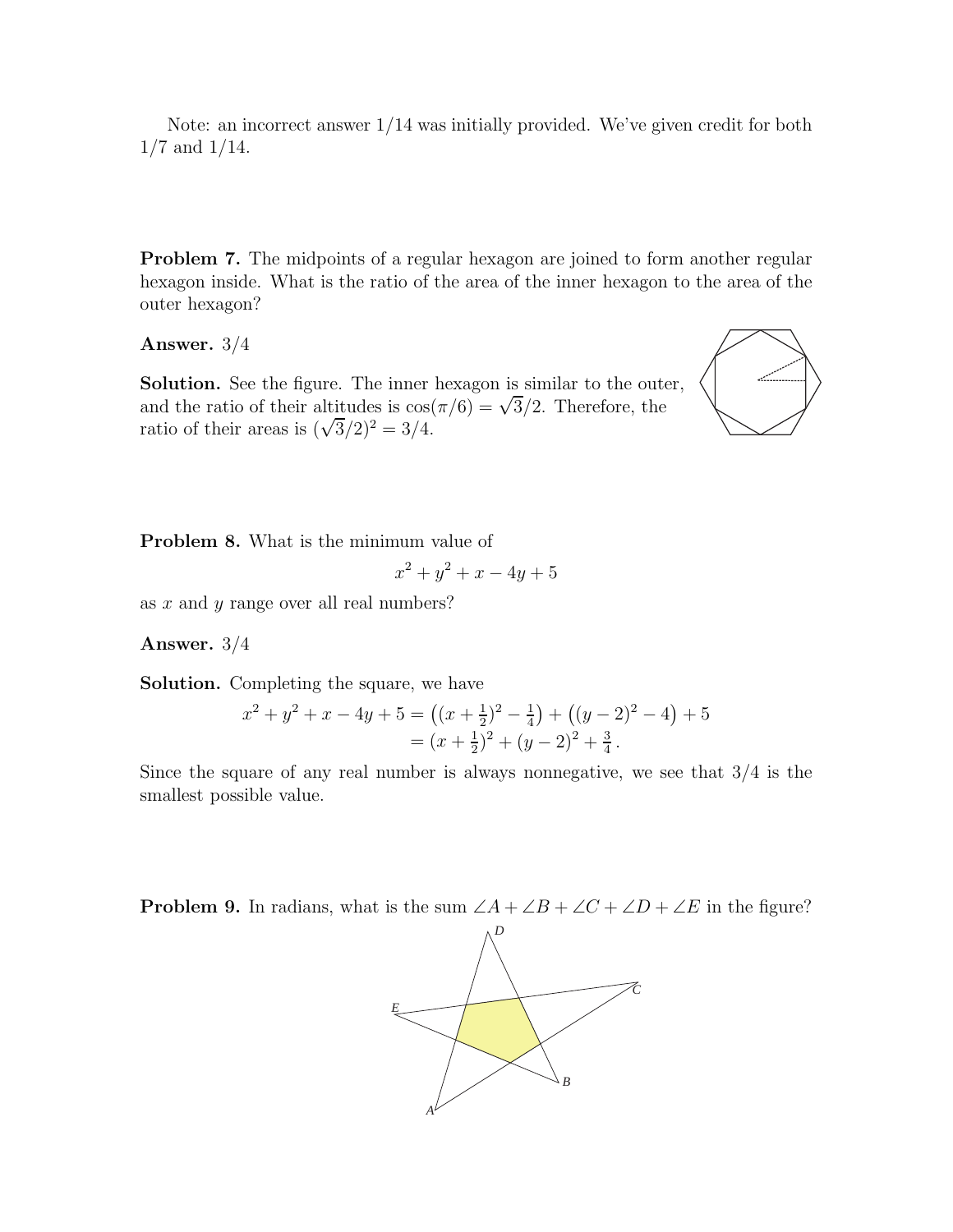Note: an incorrect answer 1/14 was initially provided. We've given credit for both 1/7 and 1/14.

**Problem 7.** The midpoints of a regular hexagon are joined to form another regular hexagon inside. What is the ratio of the area of the inner hexagon to the area of the outer hexagon?

**Answer.** 3/4

**Solution.** See the figure. The inner hexagon is similar to the outer, and the ratio of their altitudes is $\cos(\pi/6) = \sqrt{3}/2$. Therefore, the ratio of their areas is $(\sqrt{3}/2)^2 = 3/4$.

**Problem 8.** What is the minimum value of

$$x^2 + y^2 + x - 4y + 5$$

as $x$ and $y$ range over all real numbers?

**Answer.** 3/4

**Solution.** Completing the square, we have

$$\begin{aligned} x^2 + y^2 + x - 4y + 5 &= \big((x + \tfrac{1}{2})^2 - \tfrac{1}{4}\big) + \big((y-2)^2 - 4\big) + 5 \\ &= (x + \tfrac{1}{2})^2 + (y-2)^2 + \tfrac{3}{4}\,. \end{aligned}$$

Since the square of any real number is always nonnegative, we see that 3/4 is the smallest possible value.

**Problem 9.** In radians, what is the sum $\angle A + \angle B + \angle C + \angle D + \angle E$ in the figure?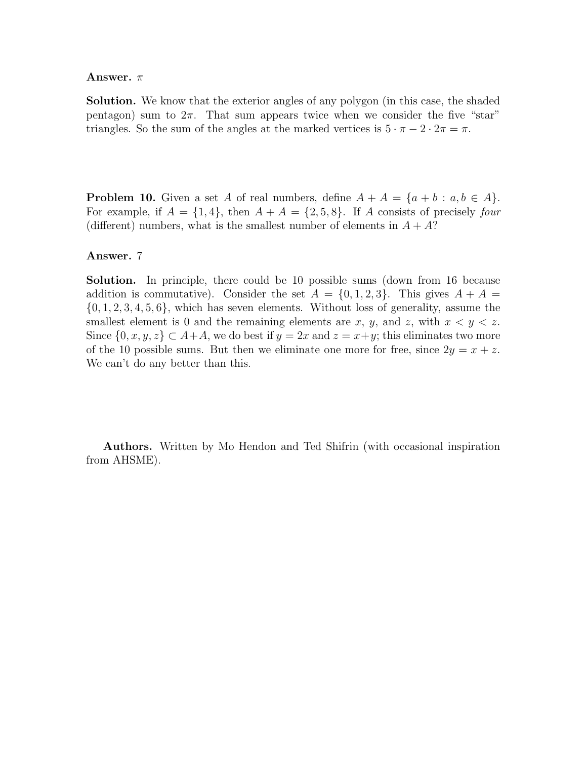**Answer.** $\pi$

**Solution.** We know that the exterior angles of any polygon (in this case, the shaded pentagon) sum to $2\pi$. That sum appears twice when we consider the five "star" triangles. So the sum of the angles at the marked vertices is $5 \cdot \pi - 2 \cdot 2\pi = \pi$.

**Problem 10.** Given a set $A$ of real numbers, define $A + A = \{a + b : a, b \in A\}$. For example, if $A = \{1, 4\}$, then $A + A = \{2, 5, 8\}$. If $A$ consists of precisely *four* (different) numbers, what is the smallest number of elements in $A + A$?

**Answer.** 7

**Solution.** In principle, there could be 10 possible sums (down from 16 because addition is commutative). Consider the set $A = \{0, 1, 2, 3\}$. This gives $A + A = \{0, 1, 2, 3, 4, 5, 6\}$, which has seven elements. Without loss of generality, assume the smallest element is 0 and the remaining elements are $x$, $y$, and $z$, with $x < y < z$. Since $\{0, x, y, z\} \subset A+A$, we do best if $y = 2x$ and $z = x+y$; this eliminates two more of the 10 possible sums. But then we eliminate one more for free, since $2y = x + z$. We can't do any better than this.

**Authors.** Written by Mo Hendon and Ted Shifrin (with occasional inspiration from AHSME).